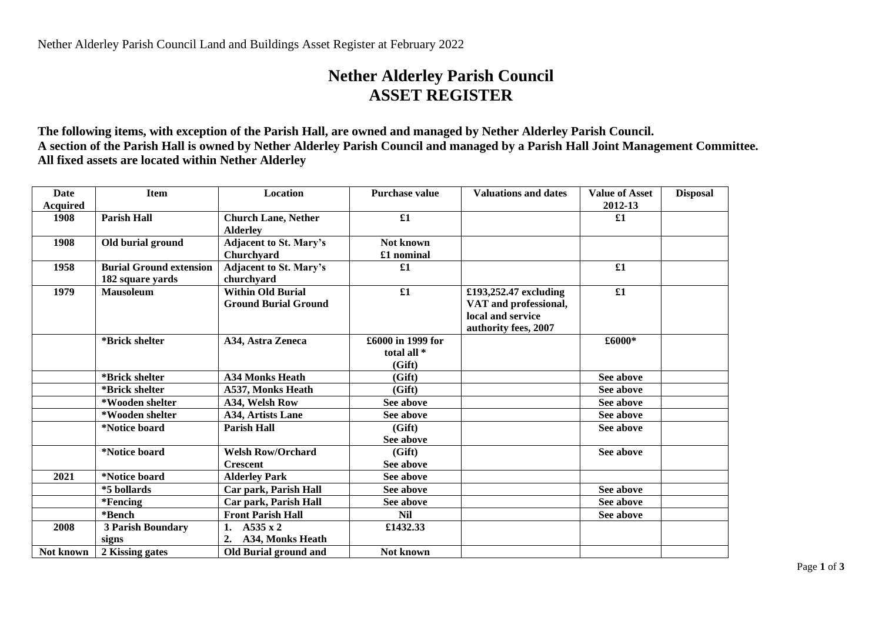Nether Alderley Parish Council Land and Buildings Asset Register at February 2022

# Nether Alderley Parish Council
# ASSET REGISTER

**The following items, with exception of the Parish Hall, are owned and managed by Nether Alderley Parish Council.**
**A section of the Parish Hall is owned by Nether Alderley Parish Council and managed by a Parish Hall Joint Management Committee.**
**All fixed assets are located within Nether Alderley**

| Date Acquired | Item | Location | Purchase value | Valuations and dates | Value of Asset 2012-13 | Disposal |
|---|---|---|---|---|---|---|
| 1908 | Parish Hall | Church Lane, Nether Alderley | £1 | | £1 | |
| 1908 | Old burial ground | Adjacent to St. Mary's Churchyard | Not known £1 nominal | | | |
| 1958 | Burial Ground extension 182 square yards | Adjacent to St. Mary's churchyard | £1 | | £1 | |
| 1979 | Mausoleum | Within Old Burial Ground Burial Ground | £1 | £193,252.47 excluding VAT and professional, local and service authority fees, 2007 | £1 | |
| | *Brick shelter | A34, Astra Zeneca | £6000 in 1999 for total all * (Gift) | | £6000* | |
| | *Brick shelter | A34 Monks Heath | (Gift) | | See above | |
| | *Brick shelter | A537, Monks Heath | (Gift) | | See above | |
| | *Wooden shelter | A34, Welsh Row | See above | | See above | |
| | *Wooden shelter | A34, Artists Lane | See above | | See above | |
| | *Notice board | Parish Hall | (Gift) See above | | See above | |
| | *Notice board | Welsh Row/Orchard Crescent | (Gift) See above | | See above | |
| 2021 | *Notice board | Alderley Park | See above | | | |
| | *5 bollards | Car park, Parish Hall | See above | | See above | |
| | *Fencing | Car park, Parish Hall | See above | | See above | |
| | *Bench | Front Parish Hall | Nil | | See above | |
| 2008 | 3 Parish Boundary signs | 1. A535 x 2<br>2. A34, Monks Heath | £1432.33 | | | |
| Not known | 2 Kissing gates | Old Burial ground and | Not known | | | |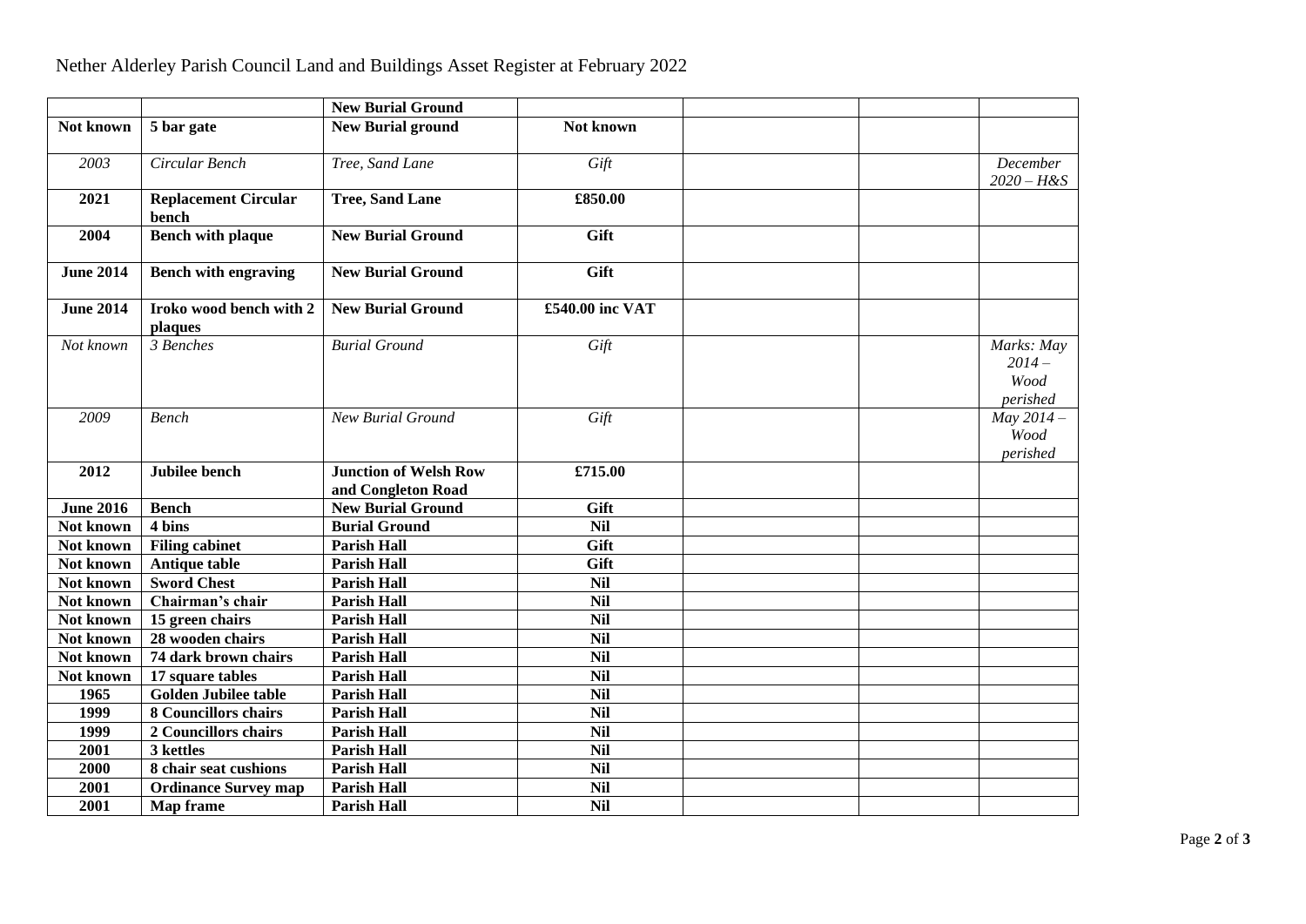Nether Alderley Parish Council Land and Buildings Asset Register at February 2022

| | | **New Burial Ground** | | | | |
|---|---|---|---|---|---|---|
| **Not known** | **5 bar gate** | **New Burial ground** | **Not known** | | | |
| *2003* | *Circular Bench* | *Tree, Sand Lane* | *Gift* | | | *December 2020 – H&S* |
| **2021** | **Replacement Circular bench** | **Tree, Sand Lane** | **£850.00** | | | |
| **2004** | **Bench with plaque** | **New Burial Ground** | **Gift** | | | |
| **June 2014** | **Bench with engraving** | **New Burial Ground** | **Gift** | | | |
| **June 2014** | **Iroko wood bench with 2 plaques** | **New Burial Ground** | **£540.00 inc VAT** | | | |
| *Not known* | *3 Benches* | *Burial Ground* | *Gift* | | | *Marks: May 2014 – Wood perished* |
| *2009* | *Bench* | *New Burial Ground* | *Gift* | | | *May 2014 – Wood perished* |
| **2012** | **Jubilee bench** | **Junction of Welsh Row and Congleton Road** | **£715.00** | | | |
| **June 2016** | **Bench** | **New Burial Ground** | **Gift** | | | |
| **Not known** | **4 bins** | **Burial Ground** | **Nil** | | | |
| **Not known** | **Filing cabinet** | **Parish Hall** | **Gift** | | | |
| **Not known** | **Antique table** | **Parish Hall** | **Gift** | | | |
| **Not known** | **Sword Chest** | **Parish Hall** | **Nil** | | | |
| **Not known** | **Chairman's chair** | **Parish Hall** | **Nil** | | | |
| **Not known** | **15 green chairs** | **Parish Hall** | **Nil** | | | |
| **Not known** | **28 wooden chairs** | **Parish Hall** | **Nil** | | | |
| **Not known** | **74 dark brown chairs** | **Parish Hall** | **Nil** | | | |
| **Not known** | **17 square tables** | **Parish Hall** | **Nil** | | | |
| **1965** | **Golden Jubilee table** | **Parish Hall** | **Nil** | | | |
| **1999** | **8 Councillors chairs** | **Parish Hall** | **Nil** | | | |
| **1999** | **2 Councillors chairs** | **Parish Hall** | **Nil** | | | |
| **2001** | **3 kettles** | **Parish Hall** | **Nil** | | | |
| **2000** | **8 chair seat cushions** | **Parish Hall** | **Nil** | | | |
| **2001** | **Ordinance Survey map** | **Parish Hall** | **Nil** | | | |
| **2001** | **Map frame** | **Parish Hall** | **Nil** | | | |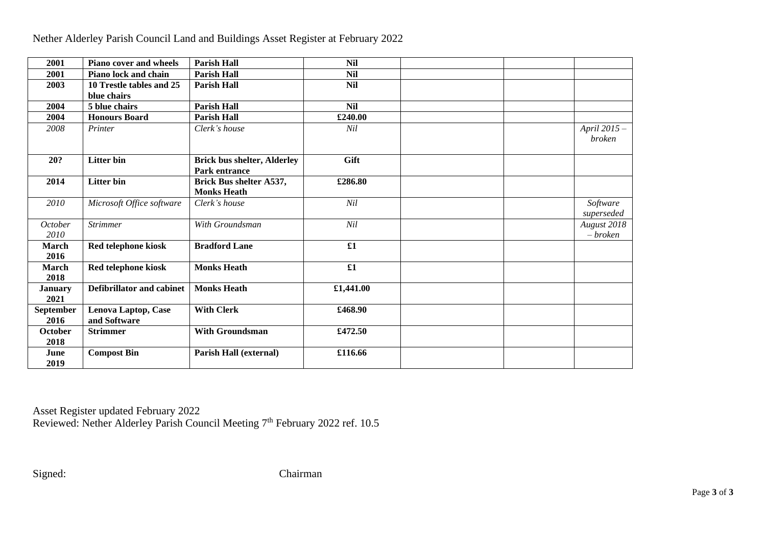Nether Alderley Parish Council Land and Buildings Asset Register at February 2022

| | | | | | | |
|---|---|---|---|---|---|---|
| **2001** | **Piano cover and wheels** | **Parish Hall** | **Nil** | | | |
| **2001** | **Piano lock and chain** | **Parish Hall** | **Nil** | | | |
| **2003** | **10 Trestle tables and 25 blue chairs** | **Parish Hall** | **Nil** | | | |
| **2004** | **5 blue chairs** | **Parish Hall** | **Nil** | | | |
| **2004** | **Honours Board** | **Parish Hall** | **£240.00** | | | |
| *2008* | *Printer* | *Clerk's house* | *Nil* | | | *April 2015 – broken* |
| **20?** | **Litter bin** | **Brick bus shelter, Alderley Park entrance** | **Gift** | | | |
| **2014** | **Litter bin** | **Brick Bus shelter A537, Monks Heath** | **£286.80** | | | |
| *2010* | *Microsoft Office software* | *Clerk's house* | *Nil* | | | *Software superseded* |
| *October 2010* | *Strimmer* | *With Groundsman* | *Nil* | | | *August 2018 – broken* |
| **March 2016** | **Red telephone kiosk** | **Bradford Lane** | **£1** | | | |
| **March 2018** | **Red telephone kiosk** | **Monks Heath** | **£1** | | | |
| **January 2021** | **Defibrillator and cabinet** | **Monks Heath** | **£1,441.00** | | | |
| **September 2016** | **Lenova Laptop, Case and Software** | **With Clerk** | **£468.90** | | | |
| **October 2018** | **Strimmer** | **With Groundsman** | **£472.50** | | | |
| **June 2019** | **Compost Bin** | **Parish Hall (external)** | **£116.66** | | | |

Asset Register updated February 2022

Reviewed: Nether Alderley Parish Council Meeting 7th February 2022 ref. 10.5

Signed: Chairman